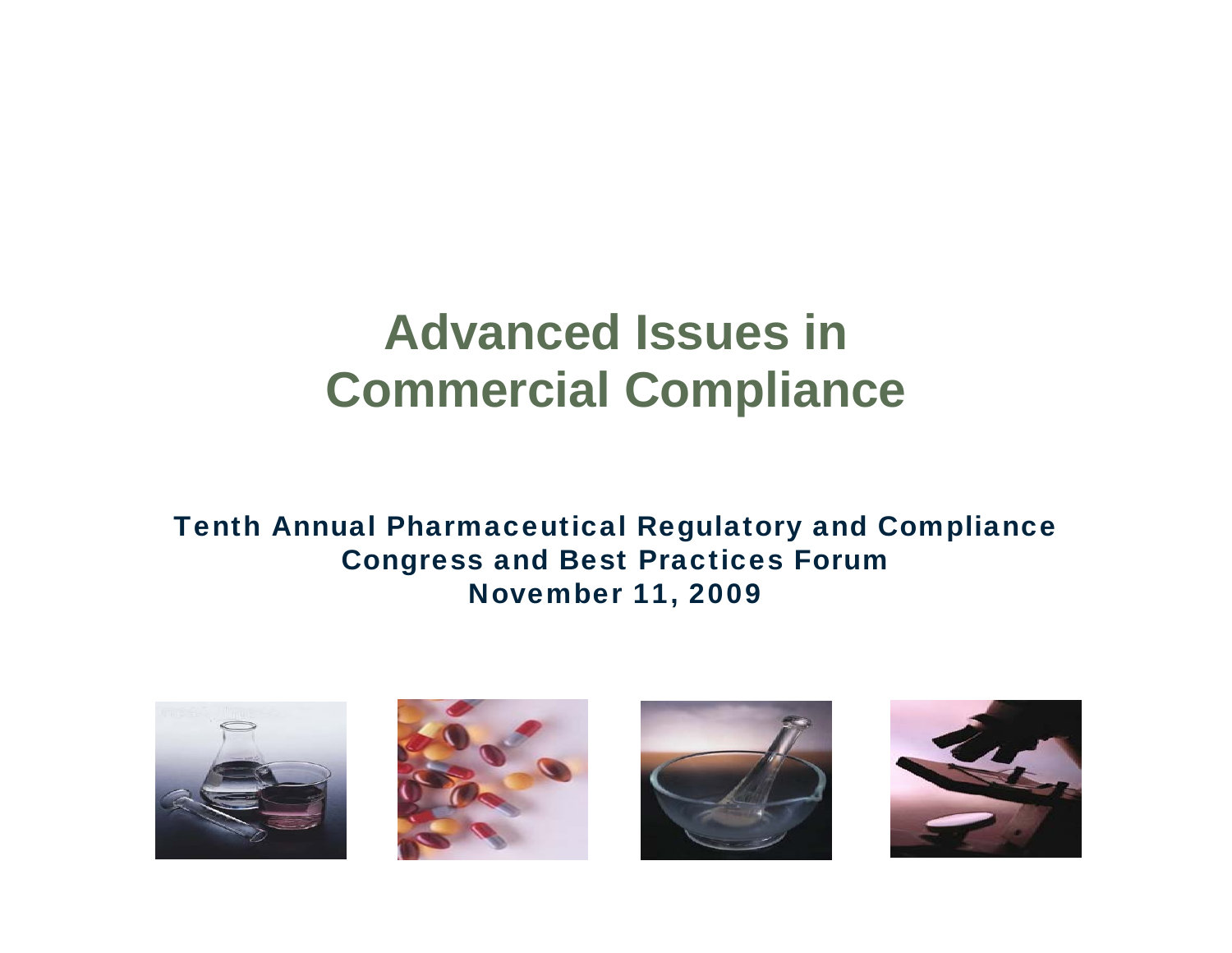# Advanced Issues in Commercial Compliance

**Tenth Annual Pharmaceutical Regulatory and Compliance Congress and Best Practices Forum**
**November 11, 2009**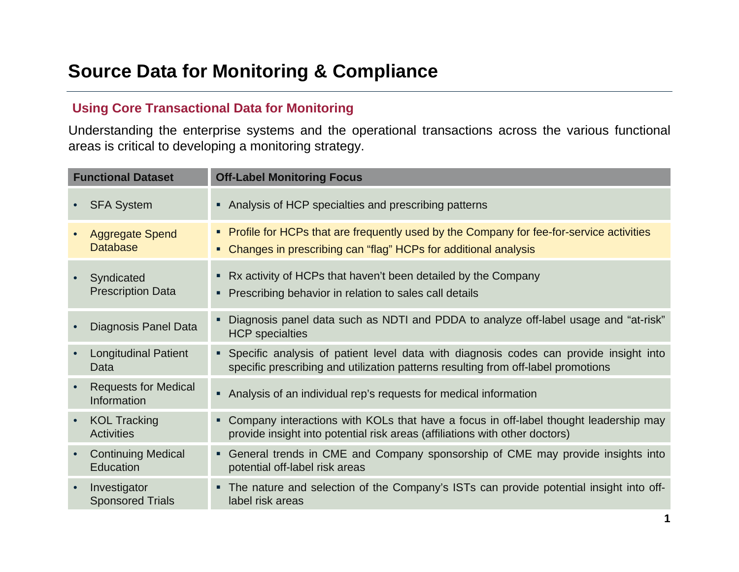# Source Data for Monitoring & Compliance

## Using Core Transactional Data for Monitoring

Understanding the enterprise systems and the operational transactions across the various functional areas is critical to developing a monitoring strategy.

| Functional Dataset | Off-Label Monitoring Focus |
| --- | --- |
| • SFA System | ▪ Analysis of HCP specialties and prescribing patterns |
| • Aggregate Spend Database | ▪ Profile for HCPs that are frequently used by the Company for fee-for-service activities<br>▪ Changes in prescribing can "flag" HCPs for additional analysis |
| • Syndicated Prescription Data | ▪ Rx activity of HCPs that haven't been detailed by the Company<br>▪ Prescribing behavior in relation to sales call details |
| • Diagnosis Panel Data | ▪ Diagnosis panel data such as NDTI and PDDA to analyze off-label usage and "at-risk" HCP specialties |
| • Longitudinal Patient Data | ▪ Specific analysis of patient level data with diagnosis codes can provide insight into specific prescribing and utilization patterns resulting from off-label promotions |
| • Requests for Medical Information | ▪ Analysis of an individual rep's requests for medical information |
| • KOL Tracking Activities | ▪ Company interactions with KOLs that have a focus in off-label thought leadership may provide insight into potential risk areas (affiliations with other doctors) |
| • Continuing Medical Education | ▪ General trends in CME and Company sponsorship of CME may provide insights into potential off-label risk areas |
| • Investigator Sponsored Trials | ▪ The nature and selection of the Company's ISTs can provide potential insight into off-label risk areas |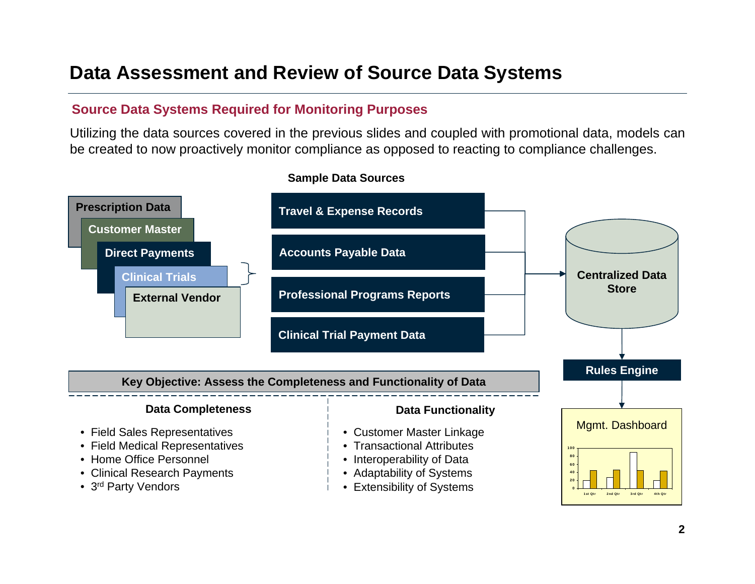# Data Assessment and Review of Source Data Systems

## Source Data Systems Required for Monitoring Purposes

Utilizing the data sources covered in the previous slides and coupled with promotional data, models can be created to now proactively monitor compliance as opposed to reacting to compliance challenges.

**Sample Data Sources**

- Prescription Data
- Customer Master
- Direct Payments
- Clinical Trials
- External Vendor

- Travel & Expense Records
- Accounts Payable Data
- Professional Programs Reports
- Clinical Trial Payment Data

→ Centralized Data Store → Rules Engine → Mgmt. Dashboard

**Key Objective: Assess the Completeness and Functionality of Data**

### Data Completeness

- Field Sales Representatives
- Field Medical Representatives
- Home Office Personnel
- Clinical Research Payments
- 3rd Party Vendors

### Data Functionality

- Customer Master Linkage
- Transactional Attributes
- Interoperability of Data
- Adaptability of Systems
- Extensibility of Systems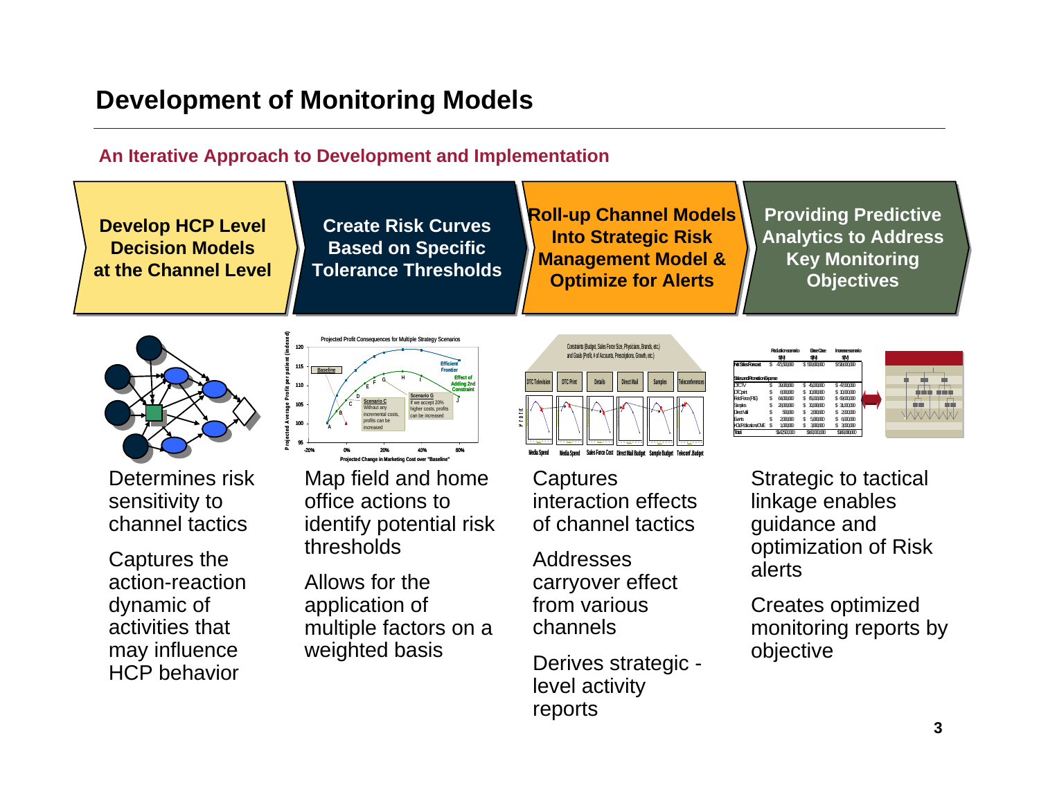# Development of Monitoring Models

### An Iterative Approach to Development and Implementation

| Develop HCP Level Decision Models at the Channel Level | Create Risk Curves Based on Specific Tolerance Thresholds | Roll-up Channel Models Into Strategic Risk Management Model & Optimize for Alerts | Providing Predictive Analytics to Address Key Monitoring Objectives |
|---|---|---|---|
| Determines risk sensitivity to channel tactics<br><br>Captures the action-reaction dynamic of activities that may influence HCP behavior | Map field and home office actions to identify potential risk thresholds<br><br>Allows for the application of multiple factors on a weighted basis | Captures interaction effects of channel tactics<br><br>Addresses carryover effect from various channels<br><br>Derives strategic - level activity reports | Strategic to tactical linkage enables guidance and optimization of Risk alerts<br><br>Creates optimized monitoring reports by objective |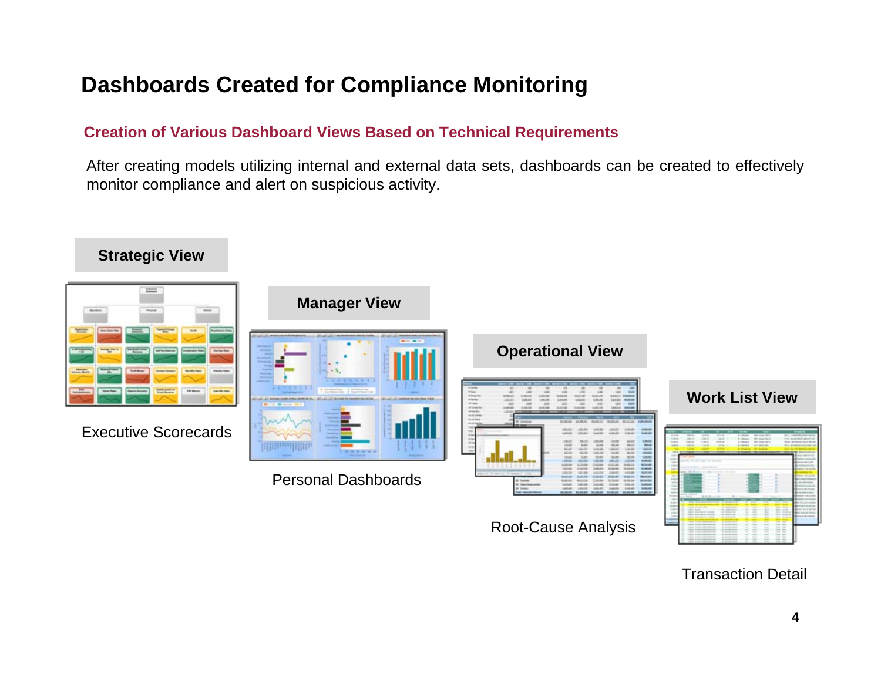# Dashboards Created for Compliance Monitoring

## Creation of Various Dashboard Views Based on Technical Requirements

After creating models utilizing internal and external data sets, dashboards can be created to effectively monitor compliance and alert on suspicious activity.

**Strategic View**

Executive Scorecards

**Manager View**

Personal Dashboards

**Operational View**

Root-Cause Analysis

**Work List View**

Transaction Detail